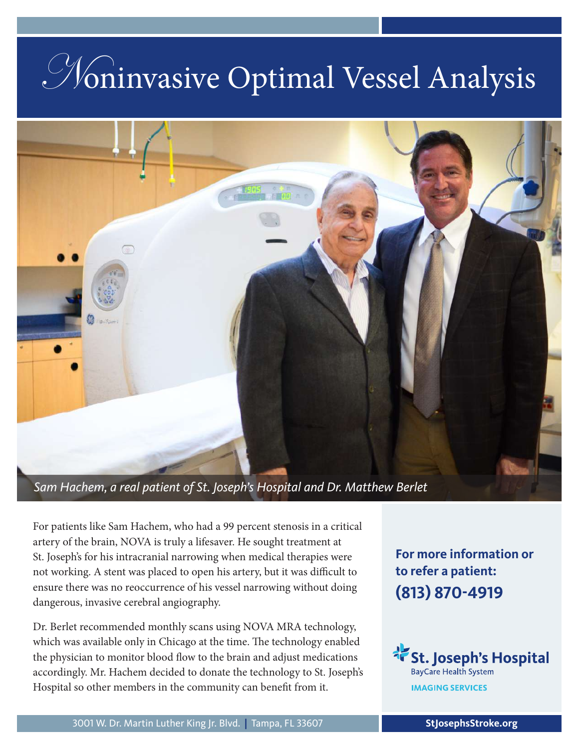# Noninvasive Optimal Vessel Analysis

*Sam Hachem, a real patient of St. Joseph's Hospital and Dr. Matthew Berlet*

For patients like Sam Hachem, who had a 99 percent stenosis in a critical artery of the brain, NOVA is truly a lifesaver. He sought treatment at St. Joseph's for his intracranial narrowing when medical therapies were not working. A stent was placed to open his artery, but it was difficult to ensure there was no reoccurrence of his vessel narrowing without doing dangerous, invasive cerebral angiography.

Dr. Berlet recommended monthly scans using NOVA MRA technology, which was available only in Chicago at the time. The technology enabled the physician to monitor blood flow to the brain and adjust medications accordingly. Mr. Hachem decided to donate the technology to St. Joseph's Hospital so other members in the community can benefit from it.

**For more information or to refer a patient:**
**(813) 870-4919**

St. Joseph's Hospital
BayCare Health System
IMAGING SERVICES

3001 W. Dr. Martin Luther King Jr. Blvd. | Tampa, FL 33607

StJosephsStroke.org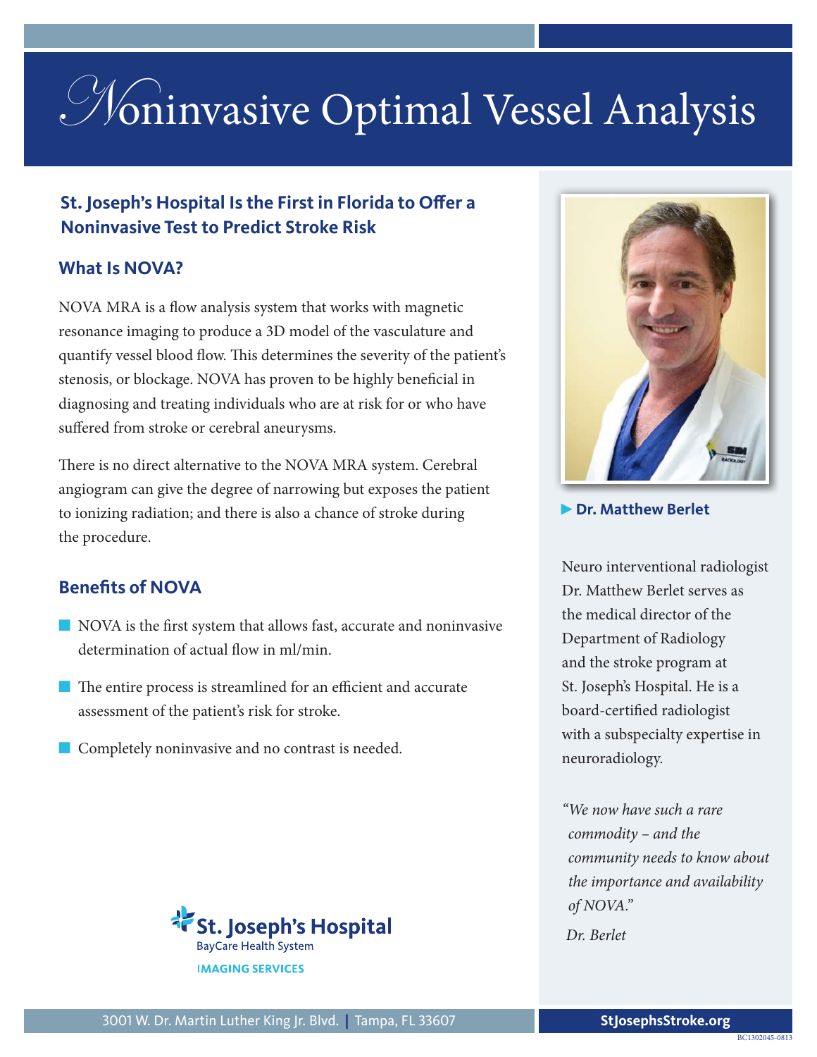# Noninvasive Optimal Vessel Analysis

## St. Joseph's Hospital Is the First in Florida to Offer a Noninvasive Test to Predict Stroke Risk

### What Is NOVA?

NOVA MRA is a flow analysis system that works with magnetic resonance imaging to produce a 3D model of the vasculature and quantify vessel blood flow. This determines the severity of the patient's stenosis, or blockage. NOVA has proven to be highly beneficial in diagnosing and treating individuals who are at risk for or who have suffered from stroke or cerebral aneurysms.

There is no direct alternative to the NOVA MRA system. Cerebral angiogram can give the degree of narrowing but exposes the patient to ionizing radiation; and there is also a chance of stroke during the procedure.

### Benefits of NOVA

- NOVA is the first system that allows fast, accurate and noninvasive determination of actual flow in ml/min.
- The entire process is streamlined for an efficient and accurate assessment of the patient's risk for stroke.
- Completely noninvasive and no contrast is needed.

St. Joseph's Hospital
BayCare Health System
IMAGING SERVICES

**▶ Dr. Matthew Berlet**

Neuro interventional radiologist Dr. Matthew Berlet serves as the medical director of the Department of Radiology and the stroke program at St. Joseph's Hospital. He is a board-certified radiologist with a subspecialty expertise in neuroradiology.

*"We now have such a rare commodity – and the community needs to know about the importance and availability of NOVA."*

*Dr. Berlet*

3001 W. Dr. Martin Luther King Jr. Blvd. | Tampa, FL 33607

**StJosephsStroke.org**

BC1302045-0813